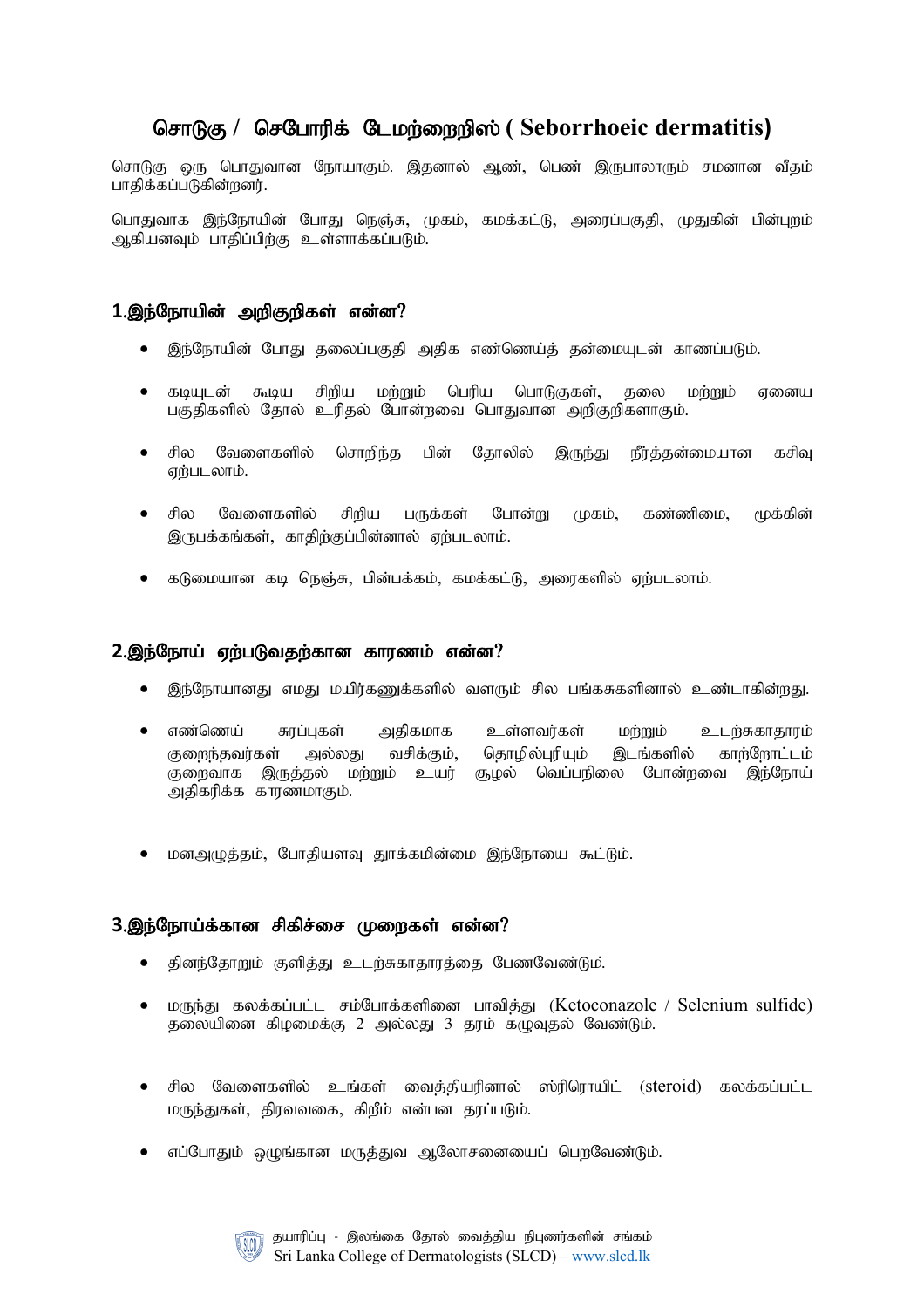# சொடுகு / செபோரிக் டேமற்றைறிஸ் ( Seborrhoeic dermatitis)

சொடுகு ஒரு பொதுவான நோயாகும். இதனால் ஆண், பெண் இருபாலாரும் சமனான வீதம் பாதிக்கப்படுகின்றனர்.

பொதுவாக இந்நோயின் போது நெஞ்சு, முகம், கமக்கட்டு, அரைப்பகுதி, முதுகின் பின்புறம் ஆகியனவும் பாதிப்பிற்கு உள்ளாக்கப்படும்.

## 1.இந்நோயின் அறிகுறிகள் என்ன?

- இந்நோயின் போது தலைப்பகுதி அதிக எண்ணெய்த் தன்மையுடன் காணப்படும்.
- கடியுடன் கூடிய சிறிய மற்றும் பெரிய பொடுகுகள், தலை மற்றும் ஏனைய பகுதிகளில் தோல் உரிதல் போன்றவை பொதுவான அறிகுறிகளாகும்.
- சில வேளைகளில் சொறிந்த பின் தோலில் இருந்து நீர்த்தன்மையான கசிவு ஏற்படலாம்.
- சில வேளைகளில் சிறிய பருக்கள் போன்று முகம், கண்ணிமை, மூக்கின் இருபக்கங்கள், காதிற்குப்பின்னால் ஏற்படலாம்.
- கடுமையான கடி நெஞ்சு, பின்பக்கம், கமக்கட்டு, அரைகளில் ஏற்படலாம்.

## 2.இந்நோய் ஏற்படுவதற்கான காரணம் என்ன?

- இந்நோயானது எமது மயிர்கணுக்களில் வளரும் சில பங்கசுகளினால் உண்டாகின்றது.
- எண்ணெய் சுரப்புகள் அதிகமாக உள்ளவர்கள் மற்றும் உடற்சுகாதாரம் குறைந்தவர்கள் அல்லது வசிக்கும், தொழில்புரியும் இடங்களில் காற்றோட்டம் குறைவாக இருத்தல் மற்றும் உயர் சூழல் வெப்பநிலை போன்றவை இந்நோய் அதிகரிக்க காரணமாகும்.
- மனஅழுத்தம், போதியளவு தூக்கமின்மை இந்நோயை கூட்டும்.

## 3.இந்நோய்க்கான சிகிச்சை முறைகள் என்ன?

- தினந்தோறும் குளித்து உடற்சுகாதாரத்தை பேணவேண்டும்.
- மருந்து கலக்கப்பட்ட சம்போக்களினை பாவித்து (Ketoconazole / Selenium sulfide) தலையினை கிழமைக்கு 2 அல்லது 3 தரம் கழுவுதல் வேண்டும்.
- சில வேளைகளில் உங்கள் வைத்தியரினால் ஸ்ரிரொயிட் (steroid) கலக்கப்பட்ட மருந்துகள், திரவவகை, கிறீம் என்பன தரப்படும்.
- எப்போதும் ஒழுங்கான மருத்துவ ஆலோசனையைப் பெறவேண்டும்.

தயாரிப்பு - இலங்கை தோல் வைத்திய நிபுணர்களின் சங்கம்
Sri Lanka College of Dermatologists (SLCD) – www.slcd.lk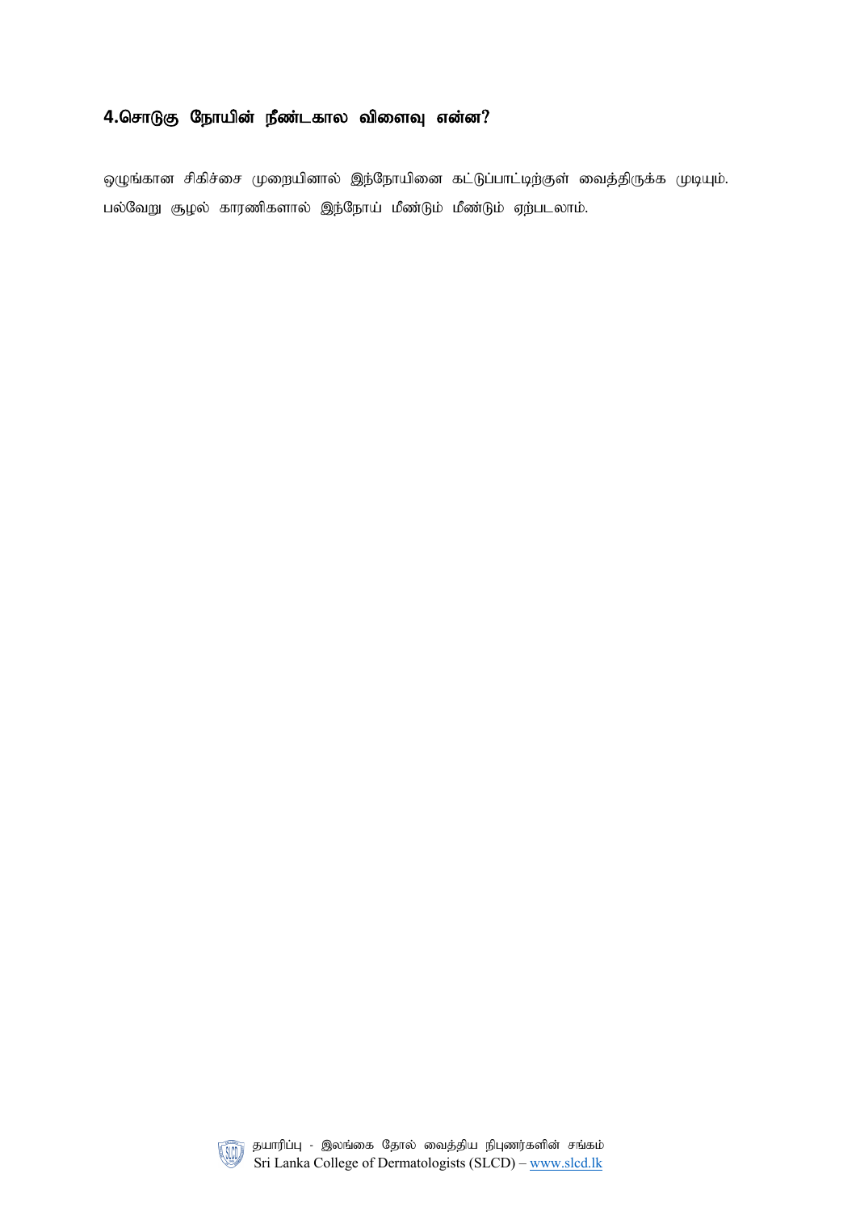### 4.சொடுகு நோயின் நீண்டகால விளைவு என்ன?

ஒழுங்கான சிகிச்சை முறையினால் இந்நோயினை கட்டுப்பாட்டிற்குள் வைத்திருக்க முடியும். பல்வேறு சூழல் காரணிகளால் இந்நோய் மீண்டும் மீண்டும் ஏற்படலாம்.